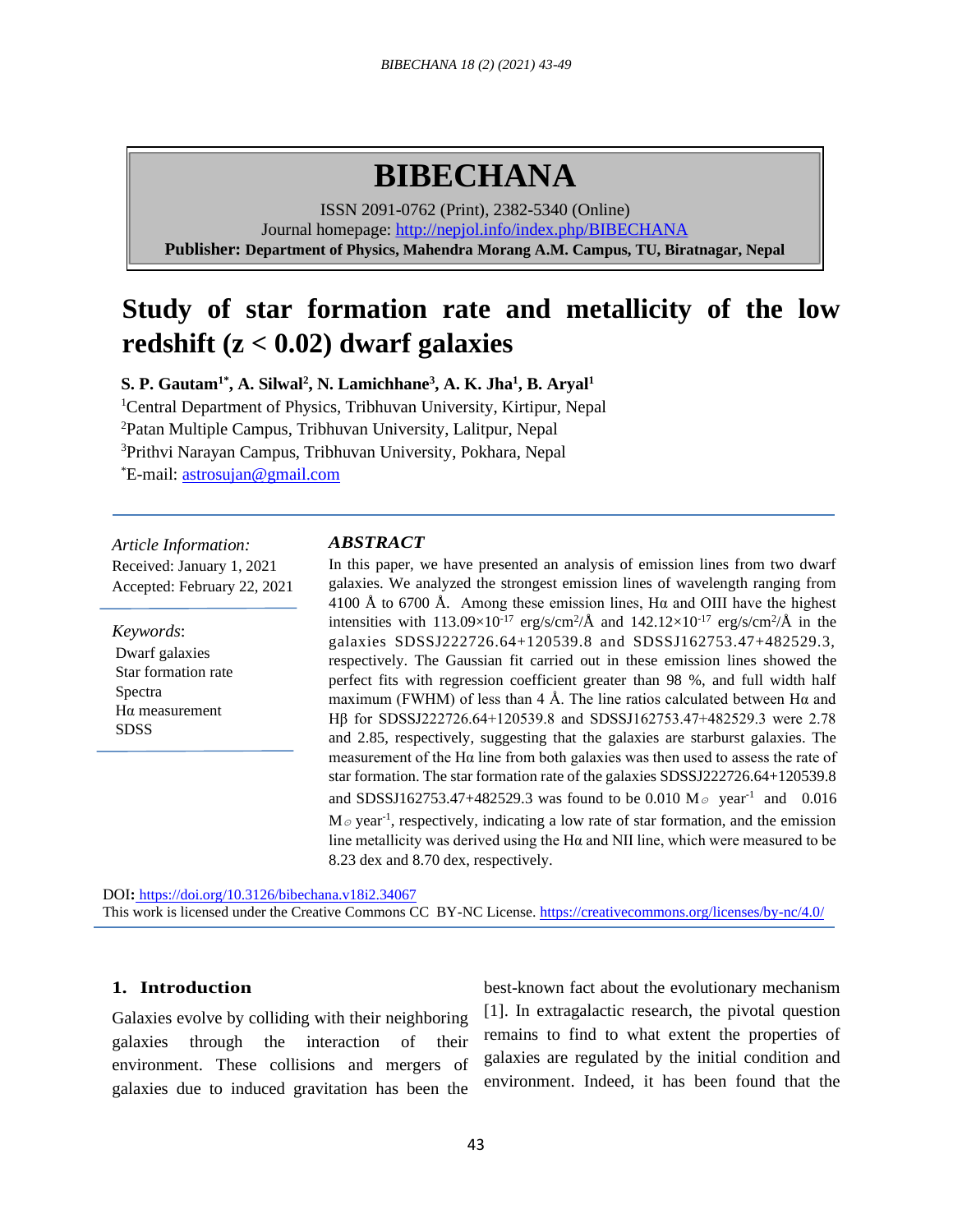# BIBECHANA

ISSN 2091-0762 (Print), 2382-5340 (Online)
Journal homepage: http://nepjol.info/index.php/BIBECHANA
**Publisher: Department of Physics, Mahendra Morang A.M. Campus, TU, Biratnagar, Nepal**

# Study of star formation rate and metallicity of the low redshift (z < 0.02) dwarf galaxies

**S. P. Gautam[1*], A. Silwal[2], N. Lamichhane[3], A. K. Jha[1], B. Aryal[1]**

[1]Central Department of Physics, Tribhuvan University, Kirtipur, Nepal
[2]Patan Multiple Campus, Tribhuvan University, Lalitpur, Nepal
[3]Prithvi Narayan Campus, Tribhuvan University, Pokhara, Nepal
[*]E-mail: astrosujan@gmail.com

*Article Information:*
Received: January 1, 2021
Accepted: February 22, 2021

*Keywords*:
Dwarf galaxies
Star formation rate
Spectra
Hα measurement
SDSS

## *ABSTRACT*

In this paper, we have presented an analysis of emission lines from two dwarf galaxies. We analyzed the strongest emission lines of wavelength ranging from 4100 Å to 6700 Å. Among these emission lines, Hα and OIII have the highest intensities with $113.09\times10^{-17}$ erg/s/cm$^2$/Å and $142.12\times10^{-17}$ erg/s/cm$^2$/Å in the galaxies SDSSJ222726.64+120539.8 and SDSSJ162753.47+482529.3, respectively. The Gaussian fit carried out in these emission lines showed the perfect fits with regression coefficient greater than 98 %, and full width half maximum (FWHM) of less than 4 Å. The line ratios calculated between Hα and Hβ for SDSSJ222726.64+120539.8 and SDSSJ162753.47+482529.3 were 2.78 and 2.85, respectively, suggesting that the galaxies are starburst galaxies. The measurement of the Hα line from both galaxies was then used to assess the rate of star formation. The star formation rate of the galaxies SDSSJ222726.64+120539.8 and SDSSJ162753.47+482529.3 was found to be 0.010 $M_\odot$ year$^{-1}$ and 0.016 $M_\odot$ year$^{-1}$, respectively, indicating a low rate of star formation, and the emission line metallicity was derived using the Hα and NII line, which were measured to be 8.23 dex and 8.70 dex, respectively.

DOI: https://doi.org/10.3126/bibechana.v18i2.34067
This work is licensed under the Creative Commons CC BY-NC License. https://creativecommons.org/licenses/by-nc/4.0/

## 1. Introduction

Galaxies evolve by colliding with their neighboring galaxies through the interaction of their environment. These collisions and mergers of galaxies due to induced gravitation has been the best-known fact about the evolutionary mechanism [1]. In extragalactic research, the pivotal question remains to find to what extent the properties of galaxies are regulated by the initial condition and environment. Indeed, it has been found that the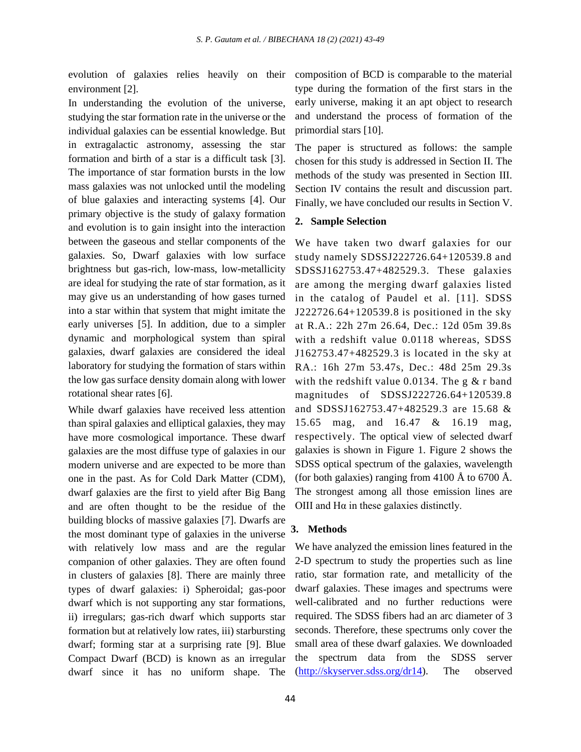evolution of galaxies relies heavily on their environment [2].

In understanding the evolution of the universe, studying the star formation rate in the universe or the individual galaxies can be essential knowledge. But in extragalactic astronomy, assessing the star formation and birth of a star is a difficult task [3]. The importance of star formation bursts in the low mass galaxies was not unlocked until the modeling of blue galaxies and interacting systems [4]. Our primary objective is the study of galaxy formation and evolution is to gain insight into the interaction between the gaseous and stellar components of the galaxies. So, Dwarf galaxies with low surface brightness but gas-rich, low-mass, low-metallicity are ideal for studying the rate of star formation, as it may give us an understanding of how gases turned into a star within that system that might imitate the early universes [5]. In addition, due to a simpler dynamic and morphological system than spiral galaxies, dwarf galaxies are considered the ideal laboratory for studying the formation of stars within the low gas surface density domain along with lower rotational shear rates [6].

While dwarf galaxies have received less attention than spiral galaxies and elliptical galaxies, they may have more cosmological importance. These dwarf galaxies are the most diffuse type of galaxies in our modern universe and are expected to be more than one in the past. As for Cold Dark Matter (CDM), dwarf galaxies are the first to yield after Big Bang and are often thought to be the residue of the building blocks of massive galaxies [7]. Dwarfs are the most dominant type of galaxies in the universe with relatively low mass and are the regular companion of other galaxies. They are often found in clusters of galaxies [8]. There are mainly three types of dwarf galaxies: i) Spheroidal; gas-poor dwarf which is not supporting any star formations, ii) irregulars; gas-rich dwarf which supports star formation but at relatively low rates, iii) starbursting dwarf; forming star at a surprising rate [9]. Blue Compact Dwarf (BCD) is known as an irregular dwarf since it has no uniform shape. The composition of BCD is comparable to the material type during the formation of the first stars in the early universe, making it an apt object to research and understand the process of formation of the primordial stars [10].

The paper is structured as follows: the sample chosen for this study is addressed in Section II. The methods of the study was presented in Section III. Section IV contains the result and discussion part. Finally, we have concluded our results in Section V.

## 2. Sample Selection

We have taken two dwarf galaxies for our study namely SDSSJ222726.64+120539.8 and SDSSJ162753.47+482529.3. These galaxies are among the merging dwarf galaxies listed in the catalog of Paudel et al. [11]. SDSS J222726.64+120539.8 is positioned in the sky at R.A.: 22h 27m 26.64, Dec.: 12d 05m 39.8s with a redshift value 0.0118 whereas, SDSS J162753.47+482529.3 is located in the sky at RA.: 16h 27m 53.47s, Dec.: 48d 25m 29.3s with the redshift value 0.0134. The g & r band magnitudes of SDSSJ222726.64+120539.8 and SDSSJ162753.47+482529.3 are 15.68 & 15.65 mag, and 16.47 & 16.19 mag, respectively. The optical view of selected dwarf galaxies is shown in Figure 1. Figure 2 shows the SDSS optical spectrum of the galaxies, wavelength (for both galaxies) ranging from 4100 Å to 6700 Å. The strongest among all those emission lines are OIII and Hα in these galaxies distinctly.

## 3. Methods

We have analyzed the emission lines featured in the 2-D spectrum to study the properties such as line ratio, star formation rate, and metallicity of the dwarf galaxies. These images and spectrums were well-calibrated and no further reductions were required. The SDSS fibers had an arc diameter of 3 seconds. Therefore, these spectrums only cover the small area of these dwarf galaxies. We downloaded the spectrum data from the SDSS server (http://skyserver.sdss.org/dr14). The observed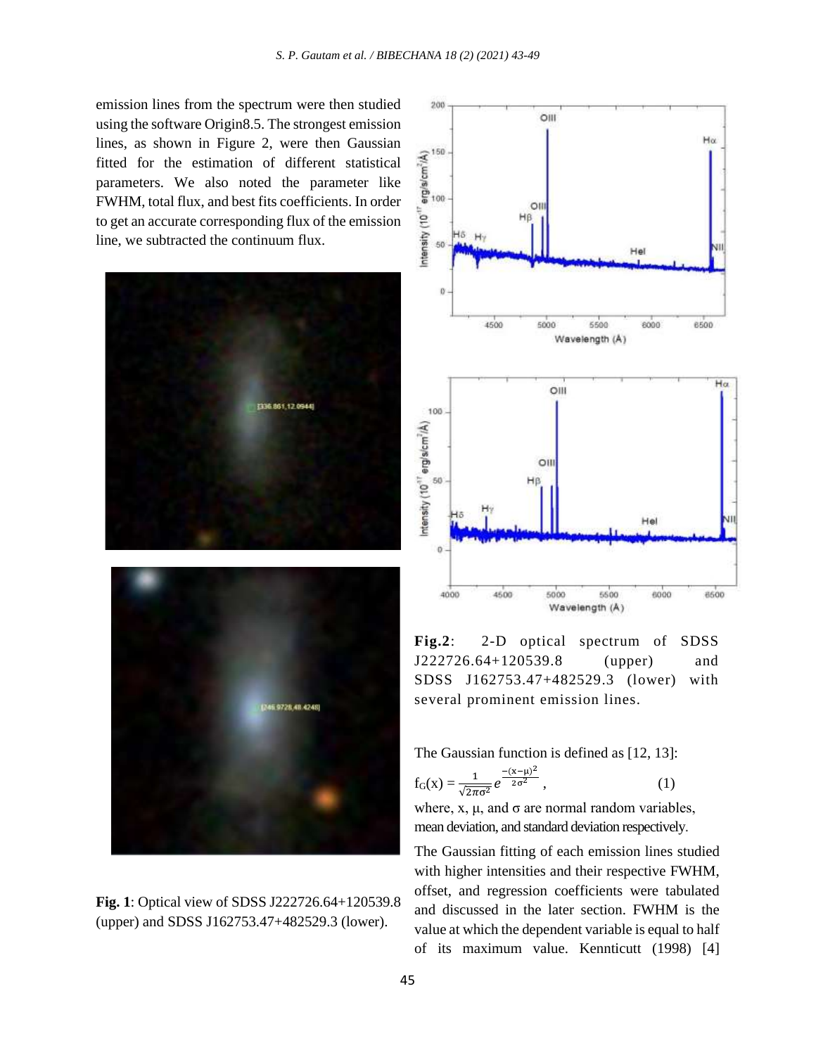emission lines from the spectrum were then studied using the software Origin8.5. The strongest emission lines, as shown in Figure 2, were then Gaussian fitted for the estimation of different statistical parameters. We also noted the parameter like FWHM, total flux, and best fits coefficients. In order to get an accurate corresponding flux of the emission line, we subtracted the continuum flux.

[336.861,12.0944]

[246.9728,48.4248]

**Fig. 1**: Optical view of SDSS J222726.64+120539.8 (upper) and SDSS J162753.47+482529.3 (lower).

200
150
100
50
0
Intensity ($10^{-17}$ erg/s/cm$^2$/Å)
OIII
OIII
Hβ
Hδ
Hγ
HeI
Hα
NII
4500
5000
5500
6000
6500
Wavelength (Å)

100
50
0
Intensity ($10^{-17}$ erg/s/cm$^2$/Å)
OIII
OIII
Hβ
Hδ
Hγ
HeI
Hα
NII
4000
4500
5000
5500
6000
6500
Wavelength (Å)

**Fig.2**: 2-D optical spectrum of SDSS J222726.64+120539.8 (upper) and SDSS J162753.47+482529.3 (lower) with several prominent emission lines.

The Gaussian function is defined as [12, 13]:

$$f_G(x) = \frac{1}{\sqrt{2\pi\sigma^2}} e^{\frac{-(x-\mu)^2}{2\sigma^2}}, \qquad (1)$$

where, x, μ, and σ are normal random variables, mean deviation, and standard deviation respectively.

The Gaussian fitting of each emission lines studied with higher intensities and their respective FWHM, offset, and regression coefficients were tabulated and discussed in the later section. FWHM is the value at which the dependent variable is equal to half of its maximum value. Kennticutt (1998) [4]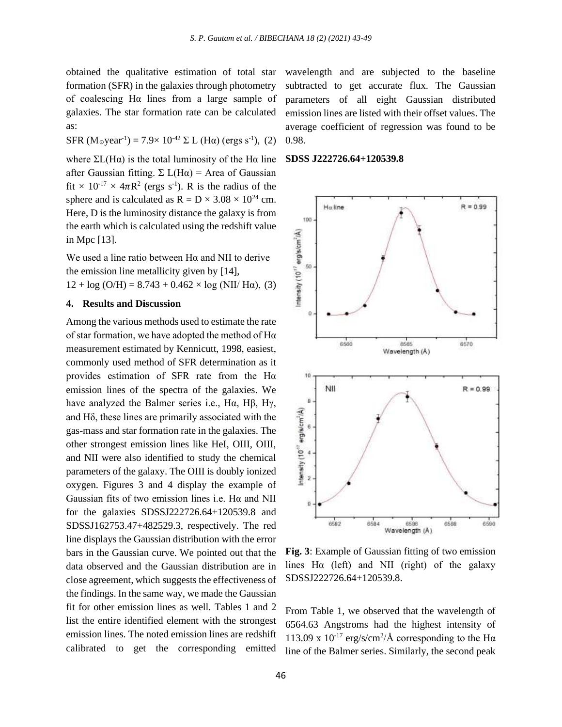obtained the qualitative estimation of total star formation (SFR) in the galaxies through photometry of coalescing Hα lines from a large sample of galaxies. The star formation rate can be calculated as:

SFR ($M_\odot year^{-1}$) = $7.9\times 10^{-42}\ \Sigma\ L\ (H\alpha)$ (ergs $s^{-1}$), (2)

where ΣL(Hα) is the total luminosity of the Hα line after Gaussian fitting. Σ L(Hα) = Area of Gaussian fit × $10^{-17} \times 4\pi R^2$ (ergs $s^{-1}$). R is the radius of the sphere and is calculated as $R = D \times 3.08 \times 10^{24}$ cm. Here, D is the luminosity distance the galaxy is from the earth which is calculated using the redshift value in Mpc [13].

We used a line ratio between Hα and NII to derive the emission line metallicity given by [14],

$12 + \log(O/H) = 8.743 + 0.462 \times \log(NII/H\alpha)$, (3)

## 4. Results and Discussion

Among the various methods used to estimate the rate of star formation, we have adopted the method of Hα measurement estimated by Kennicutt, 1998, easiest, commonly used method of SFR determination as it provides estimation of SFR rate from the Hα emission lines of the spectra of the galaxies. We have analyzed the Balmer series i.e., Hα, Hβ, Hγ, and Hδ, these lines are primarily associated with the gas-mass and star formation rate in the galaxies. The other strongest emission lines like HeI, OIII, OIII, and NII were also identified to study the chemical parameters of the galaxy. The OIII is doubly ionized oxygen. Figures 3 and 4 display the example of Gaussian fits of two emission lines i.e. Hα and NII for the galaxies SDSSJ222726.64+120539.8 and SDSSJ162753.47+482529.3, respectively. The red line displays the Gaussian distribution with the error bars in the Gaussian curve. We pointed out that the data observed and the Gaussian distribution are in close agreement, which suggests the effectiveness of the findings. In the same way, we made the Gaussian fit for other emission lines as well. Tables 1 and 2 list the entire identified element with the strongest emission lines. The noted emission lines are redshift calibrated to get the corresponding emitted wavelength and are subjected to the baseline subtracted to get accurate flux. The Gaussian parameters of all eight Gaussian distributed emission lines are listed with their offset values. The average coefficient of regression was found to be 0.98.

**SDSS J222726.64+120539.8**

Hα line
R = 0.99
Intensity ($10^{-17}$ erg/s/cm²/Å)
0
50
100
6560
6565
6570
Wavelength (Å)

NII
R = 0.99
Intensity ($10^{-17}$ erg/s/cm²/Å)
0
2
4
6
8
10
6582
6584
6586
6588
6590
Wavelength (Å)

**Fig. 3**: Example of Gaussian fitting of two emission lines Hα (left) and NII (right) of the galaxy SDSSJ222726.64+120539.8.

From Table 1, we observed that the wavelength of 6564.63 Angstroms had the highest intensity of 113.09 x $10^{-17}$ erg/s/cm²/Å corresponding to the Hα line of the Balmer series. Similarly, the second peak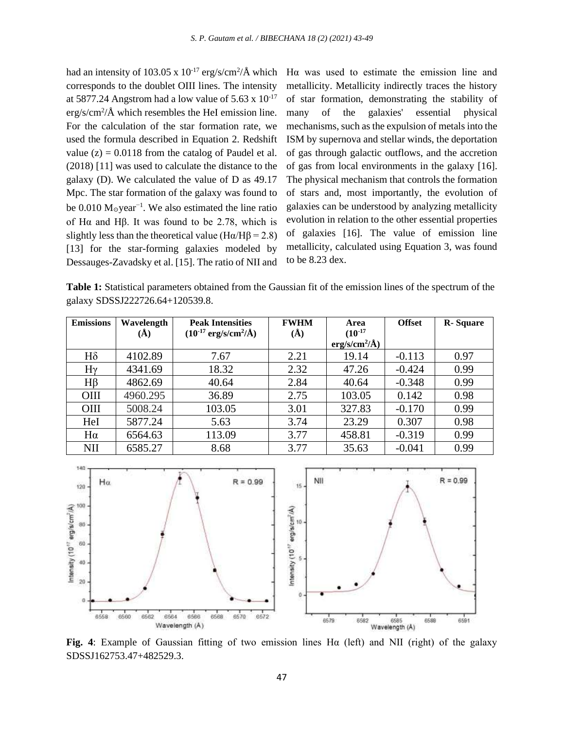had an intensity of 103.05 x $10^{-17}$ erg/s/cm$^2$/Å which corresponds to the doublet OIII lines. The intensity at 5877.24 Angstrom had a low value of 5.63 x $10^{-17}$ erg/s/cm$^2$/Å which resembles the HeI emission line. For the calculation of the star formation rate, we used the formula described in Equation 2. Redshift value (z) = 0.0118 from the catalog of Paudel et al. (2018) [11] was used to calculate the distance to the galaxy (D). We calculated the value of D as 49.17 Mpc. The star formation of the galaxy was found to be 0.010 $M_{\odot}$year$^{-1}$. We also estimated the line ratio of Hα and Hβ. It was found to be 2.78, which is slightly less than the theoretical value (Hα/Hβ = 2.8) [13] for the star-forming galaxies modeled by Dessauges-Zavadsky et al. [15]. The ratio of NII and Hα was used to estimate the emission line and metallicity. Metallicity indirectly traces the history of star formation, demonstrating the stability of many of the galaxies' essential physical mechanisms, such as the expulsion of metals into the ISM by supernova and stellar winds, the deportation of gas through galactic outflows, and the accretion of gas from local environments in the galaxy [16]. The physical mechanism that controls the formation of stars and, most importantly, the evolution of galaxies can be understood by analyzing metallicity evolution in relation to the other essential properties of galaxies [16]. The value of emission line metallicity, calculated using Equation 3, was found to be 8.23 dex.

**Table 1:** Statistical parameters obtained from the Gaussian fit of the emission lines of the spectrum of the galaxy SDSSJ222726.64+120539.8.

| Emissions | Wavelength (Å) | Peak Intensities ($10^{-17}$ erg/s/cm$^2$/Å) | FWHM (Å) | Area ($10^{-17}$ erg/s/cm$^2$/Å) | Offset | R- Square |
|---|---|---|---|---|---|---|
| Hδ | 4102.89 | 7.67 | 2.21 | 19.14 | -0.113 | 0.97 |
| Hγ | 4341.69 | 18.32 | 2.32 | 47.26 | -0.424 | 0.99 |
| Hβ | 4862.69 | 40.64 | 2.84 | 40.64 | -0.348 | 0.99 |
| OIII | 4960.295 | 36.89 | 2.75 | 103.05 | 0.142 | 0.98 |
| OIII | 5008.24 | 103.05 | 3.01 | 327.83 | -0.170 | 0.99 |
| HeI | 5877.24 | 5.63 | 3.74 | 23.29 | 0.307 | 0.98 |
| Hα | 6564.63 | 113.09 | 3.77 | 458.81 | -0.319 | 0.99 |
| NII | 6585.27 | 8.68 | 3.77 | 35.63 | -0.041 | 0.99 |

Hα
R = 0.99
Intensity ($10^{-17}$ erg/s/cm$^2$/Å)
Wavelength (Å)

NII
R = 0.99
Intensity ($10^{-17}$ erg/s/cm$^2$/Å)
Wavelength (Å)

**Fig. 4**: Example of Gaussian fitting of two emission lines Hα (left) and NII (right) of the galaxy SDSSJ162753.47+482529.3.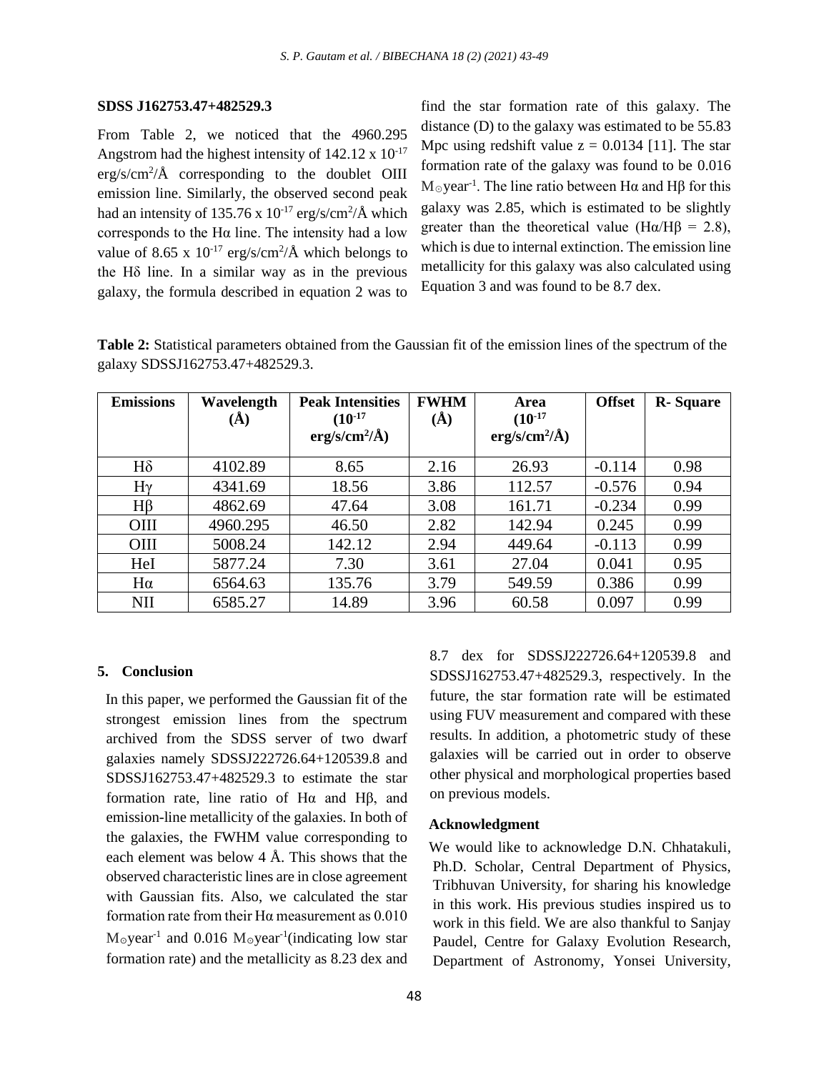### SDSS J162753.47+482529.3

From Table 2, we noticed that the 4960.295 Angstrom had the highest intensity of 142.12 x $10^{-17}$ erg/s/cm$^2$/Å corresponding to the doublet OIII emission line. Similarly, the observed second peak had an intensity of 135.76 x $10^{-17}$ erg/s/cm$^2$/Å which corresponds to the Hα line. The intensity had a low value of 8.65 x $10^{-17}$ erg/s/cm$^2$/Å which belongs to the Hδ line. In a similar way as in the previous galaxy, the formula described in equation 2 was to find the star formation rate of this galaxy. The distance (D) to the galaxy was estimated to be 55.83 Mpc using redshift value z = 0.0134 [11]. The star formation rate of the galaxy was found to be 0.016 $M_\odot$year$^{-1}$. The line ratio between Hα and Hβ for this galaxy was 2.85, which is estimated to be slightly greater than the theoretical value (Hα/Hβ = 2.8), which is due to internal extinction. The emission line metallicity for this galaxy was also calculated using Equation 3 and was found to be 8.7 dex.

**Table 2:** Statistical parameters obtained from the Gaussian fit of the emission lines of the spectrum of the galaxy SDSSJ162753.47+482529.3.

| Emissions | Wavelength (Å) | Peak Intensities ($10^{-17}$ erg/s/cm$^2$/Å) | FWHM (Å) | Area ($10^{-17}$ erg/s/cm$^2$/Å) | Offset | R- Square |
|---|---|---|---|---|---|---|
| Hδ | 4102.89 | 8.65 | 2.16 | 26.93 | -0.114 | 0.98 |
| Hγ | 4341.69 | 18.56 | 3.86 | 112.57 | -0.576 | 0.94 |
| Hβ | 4862.69 | 47.64 | 3.08 | 161.71 | -0.234 | 0.99 |
| OIII | 4960.295 | 46.50 | 2.82 | 142.94 | 0.245 | 0.99 |
| OIII | 5008.24 | 142.12 | 2.94 | 449.64 | -0.113 | 0.99 |
| HeI | 5877.24 | 7.30 | 3.61 | 27.04 | 0.041 | 0.95 |
| Hα | 6564.63 | 135.76 | 3.79 | 549.59 | 0.386 | 0.99 |
| NII | 6585.27 | 14.89 | 3.96 | 60.58 | 0.097 | 0.99 |

## 5. Conclusion

In this paper, we performed the Gaussian fit of the strongest emission lines from the spectrum archived from the SDSS server of two dwarf galaxies namely SDSSJ222726.64+120539.8 and SDSSJ162753.47+482529.3 to estimate the star formation rate, line ratio of Hα and Hβ, and emission-line metallicity of the galaxies. In both of the galaxies, the FWHM value corresponding to each element was below 4 Å. This shows that the observed characteristic lines are in close agreement with Gaussian fits. Also, we calculated the star formation rate from their Hα measurement as 0.010 $M_\odot$year$^{-1}$ and 0.016 $M_\odot$year$^{-1}$(indicating low star formation rate) and the metallicity as 8.23 dex and 8.7 dex for SDSSJ222726.64+120539.8 and SDSSJ162753.47+482529.3, respectively. In the future, the star formation rate will be estimated using FUV measurement and compared with these results. In addition, a photometric study of these galaxies will be carried out in order to observe other physical and morphological properties based on previous models.

### Acknowledgment

We would like to acknowledge D.N. Chhatakuli, Ph.D. Scholar, Central Department of Physics, Tribhuvan University, for sharing his knowledge in this work. His previous studies inspired us to work in this field. We are also thankful to Sanjay Paudel, Centre for Galaxy Evolution Research, Department of Astronomy, Yonsei University,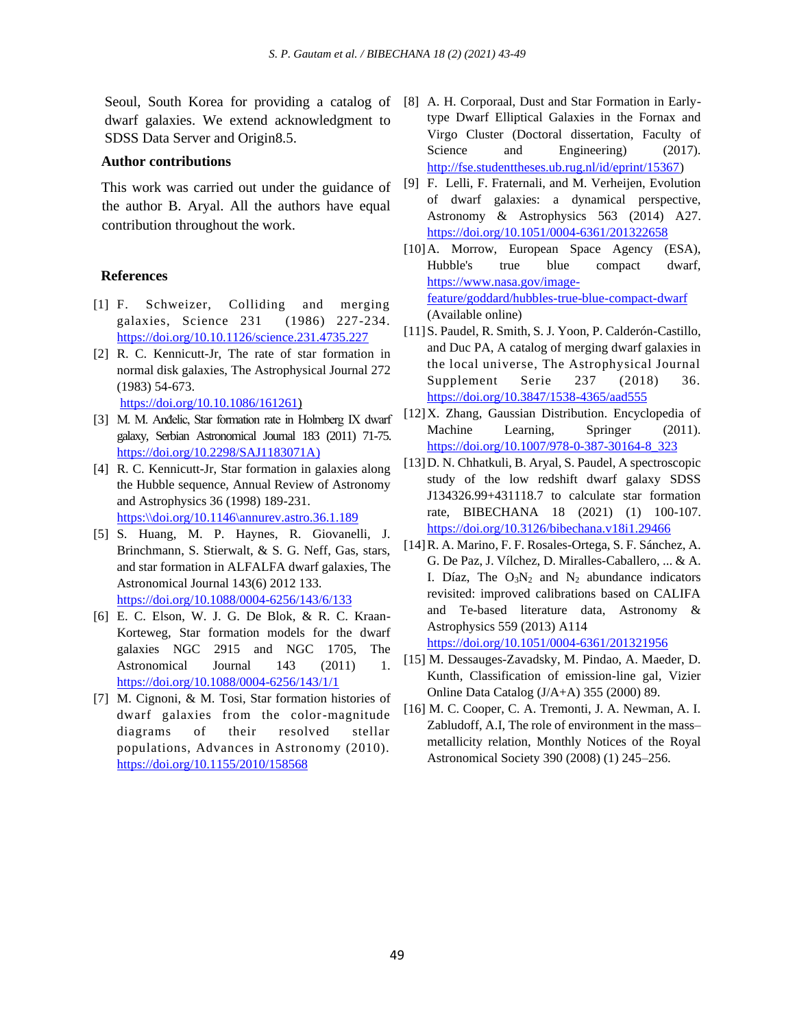Seoul, South Korea for providing a catalog of dwarf galaxies. We extend acknowledgment to SDSS Data Server and Origin8.5.

### Author contributions

This work was carried out under the guidance of the author B. Aryal. All the authors have equal contribution throughout the work.

### References

[1] F. Schweizer, Colliding and merging galaxies, Science 231 (1986) 227-234. https://doi.org/10.10.1126/science.231.4735.227

[2] R. C. Kennicutt-Jr, The rate of star formation in normal disk galaxies, The Astrophysical Journal 272 (1983) 54-673. https://doi.org/10.10.1086/161261)

[3] M. M. Anđelić, Star formation rate in Holmberg IX dwarf galaxy, Serbian Astronomical Journal 183 (2011) 71-75. https://doi.org/10.2298/SAJ1183071A)

[4] R. C. Kennicutt-Jr, Star formation in galaxies along the Hubble sequence, Annual Review of Astronomy and Astrophysics 36 (1998) 189-231. https:\\doi.org\10.1146\annurev.astro.36.1.189

[5] S. Huang, M. P. Haynes, R. Giovanelli, J. Brinchmann, S. Stierwalt, & S. G. Neff, Gas, stars, and star formation in ALFALFA dwarf galaxies, The Astronomical Journal 143(6) 2012 133. https://doi.org/10.1088/0004-6256/143/6/133

[6] E. C. Elson, W. J. G. De Blok, & R. C. Kraan-Korteweg, Star formation models for the dwarf galaxies NGC 2915 and NGC 1705, The Astronomical Journal 143 (2011) 1. https://doi.org/10.1088/0004-6256/143/1/1

[7] M. Cignoni, & M. Tosi, Star formation histories of dwarf galaxies from the color-magnitude diagrams of their resolved stellar populations, Advances in Astronomy (2010). https://doi.org/10.1155/2010/158568

[8] A. H. Corporaal, Dust and Star Formation in Early-type Dwarf Elliptical Galaxies in the Fornax and Virgo Cluster (Doctoral dissertation, Faculty of Science and Engineering) (2017). http://fse.studenttheses.ub.rug.nl/id/eprint/15367)

[9] F. Lelli, F. Fraternali, and M. Verheijen, Evolution of dwarf galaxies: a dynamical perspective, Astronomy & Astrophysics 563 (2014) A27. https://doi.org/10.1051/0004-6361/201322658

[10] A. Morrow, European Space Agency (ESA), Hubble's true blue compact dwarf, https://www.nasa.gov/image-feature/goddard/hubbles-true-blue-compact-dwarf (Available online)

[11] S. Paudel, R. Smith, S. J. Yoon, P. Calderón-Castillo, and Duc PA, A catalog of merging dwarf galaxies in the local universe, The Astrophysical Journal Supplement Serie 237 (2018) 36. https://doi.org/10.3847/1538-4365/aad555

[12] X. Zhang, Gaussian Distribution. Encyclopedia of Machine Learning, Springer (2011). https://doi.org/10.1007/978-0-387-30164-8_323

[13] D. N. Chhatkuli, B. Aryal, S. Paudel, A spectroscopic study of the low redshift dwarf galaxy SDSS J134326.99+431118.7 to calculate star formation rate, BIBECHANA 18 (2021) (1) 100-107. https://doi.org/10.3126/bibechana.v18i1.29466

[14] R. A. Marino, F. F. Rosales-Ortega, S. F. Sánchez, A. G. De Paz, J. Vílchez, D. Miralles-Caballero, ... & A. I. Díaz, The $O_3N_2$ and $N_2$ abundance indicators revisited: improved calibrations based on CALIFA and Te-based literature data, Astronomy & Astrophysics 559 (2013) A114 https://doi.org/10.1051/0004-6361/201321956

[15] M. Dessauges-Zavadsky, M. Pindao, A. Maeder, D. Kunth, Classification of emission-line gal, Vizier Online Data Catalog (J/A+A) 355 (2000) 89.

[16] M. C. Cooper, C. A. Tremonti, J. A. Newman, A. I. Zabludoff, A.I, The role of environment in the mass–metallicity relation, Monthly Notices of the Royal Astronomical Society 390 (2008) (1) 245–256.